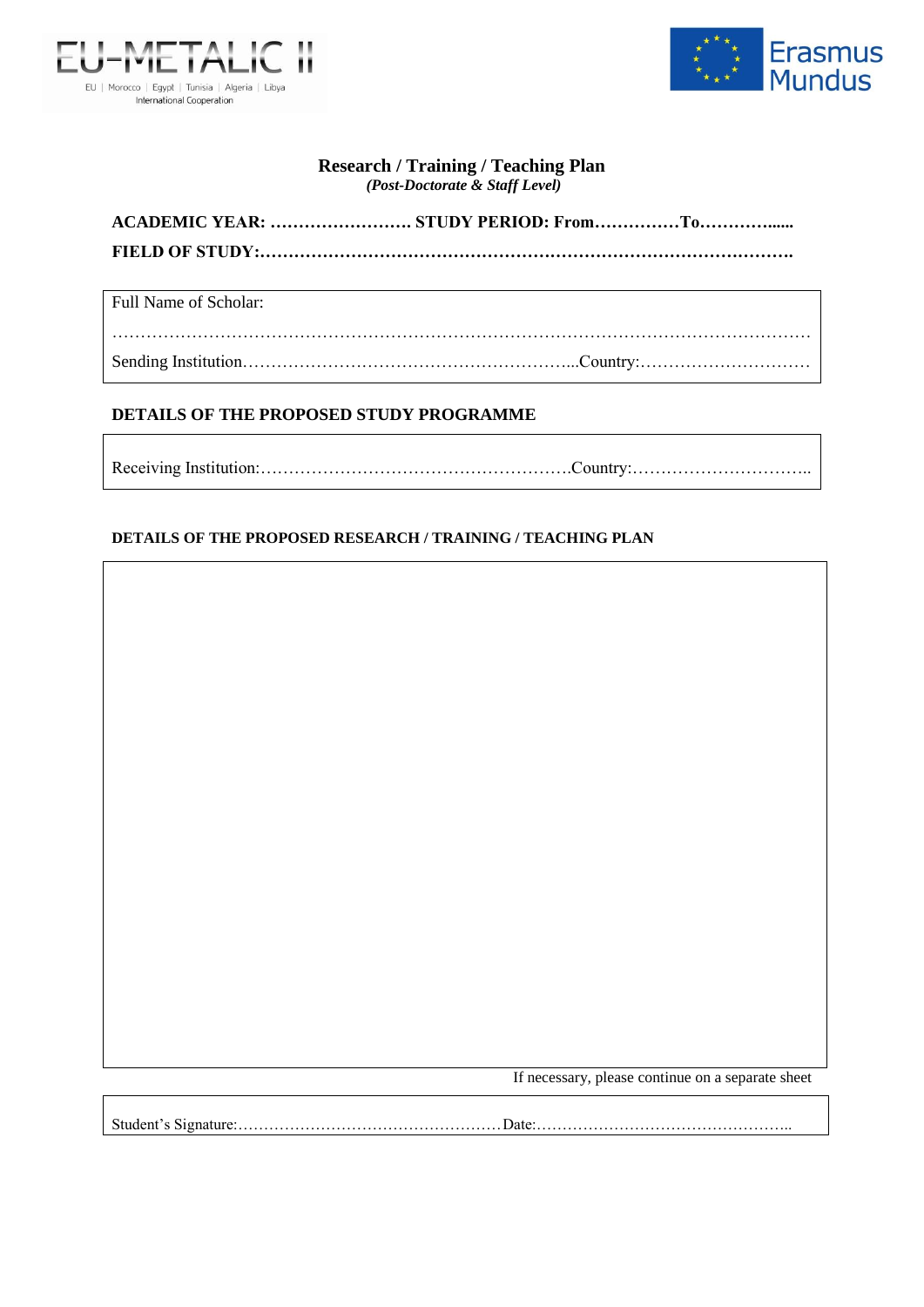EU-METALIC II

EU | Morocco | Egypt | Tunisia | Algeria | Libya
International Cooperation

Erasmus Mundus

**Research / Training / Teaching Plan**
***(Post-Doctorate & Staff Level)***

**ACADEMIC YEAR: ……………………. STUDY PERIOD: From……………To…………......**

**FIELD OF STUDY:……………………………………………………………………………….**

| Full Name of Scholar: |
|---|
| ………………………………………………………………………………………………………… |
| Sending Institution…………………………………………………...Country:………………………… |

**DETAILS OF THE PROPOSED STUDY PROGRAMME**

| Receiving Institution:……………………………………………….Country:………………………….. |
|---|

**DETAILS OF THE PROPOSED RESEARCH / TRAINING / TEACHING PLAN**

| |
|---|
| |

If necessary, please continue on a separate sheet

| Student's Signature:……………………………………………Date:………………………………………….. |
|---|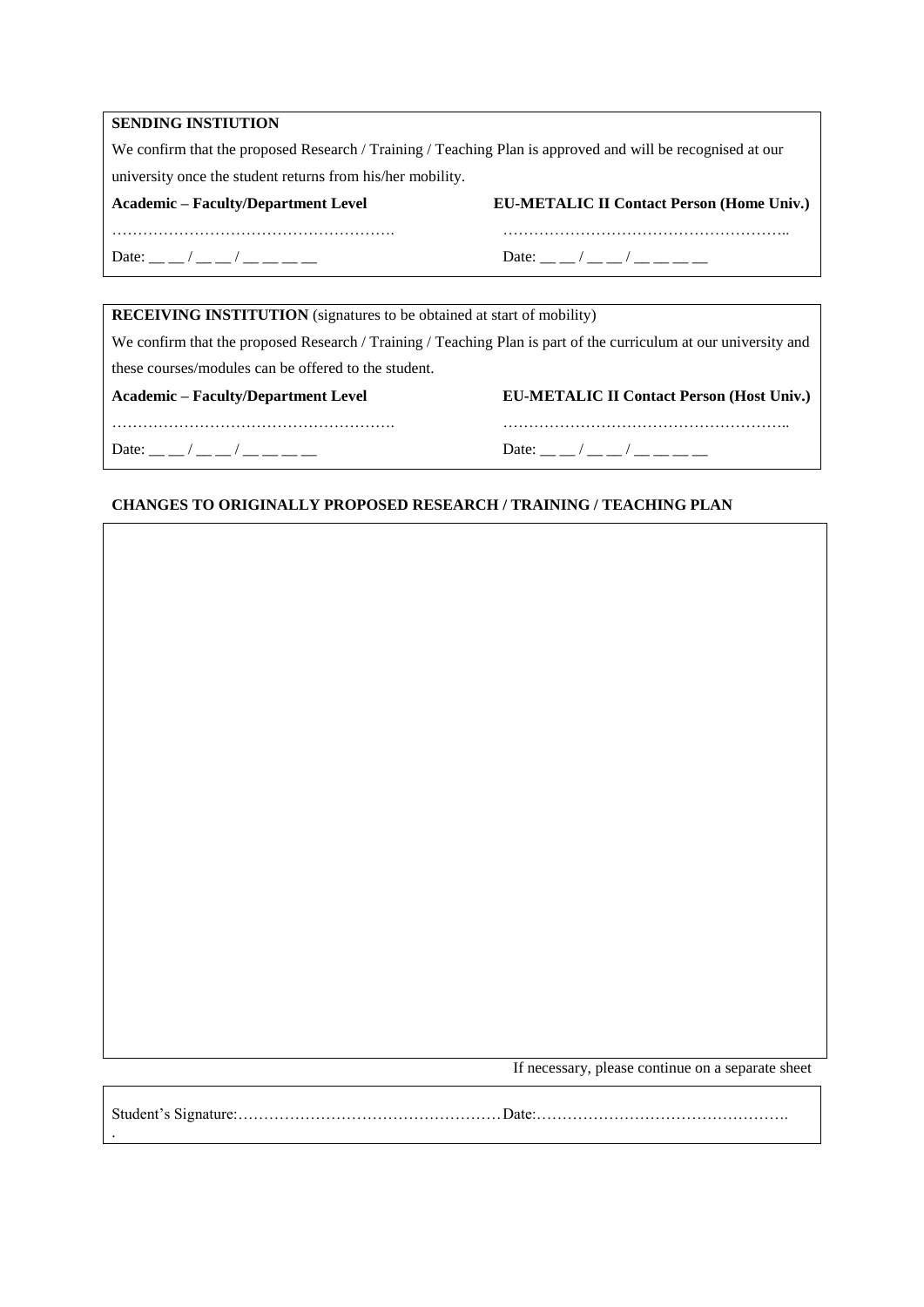**SENDING INSTIUTION**

We confirm that the proposed Research / Training / Teaching Plan is approved and will be recognised at our university once the student returns from his/her mobility.

| **Academic – Faculty/Department Level** | **EU-METALIC II Contact Person (Home Univ.)** |
|---|---|
| ………………………………………………. | ……………………………………………….. |
| Date: __ __ / __ __ / __ __ __ __ | Date: __ __ / __ __ / __ __ __ __ |

**RECEIVING INSTITUTION** (signatures to be obtained at start of mobility)

We confirm that the proposed Research / Training / Teaching Plan is part of the curriculum at our university and these courses/modules can be offered to the student.

| **Academic – Faculty/Department Level** | **EU-METALIC II Contact Person (Host Univ.)** |
|---|---|
| ………………………………………………. | ……………………………………………….. |
| Date: __ __ / __ __ / __ __ __ __ | Date: __ __ / __ __ / __ __ __ __ |

**CHANGES TO ORIGINALLY PROPOSED RESEARCH / TRAINING / TEACHING PLAN**

If necessary, please continue on a separate sheet

Student's Signature:……………………………………………Date:………………………………………….
.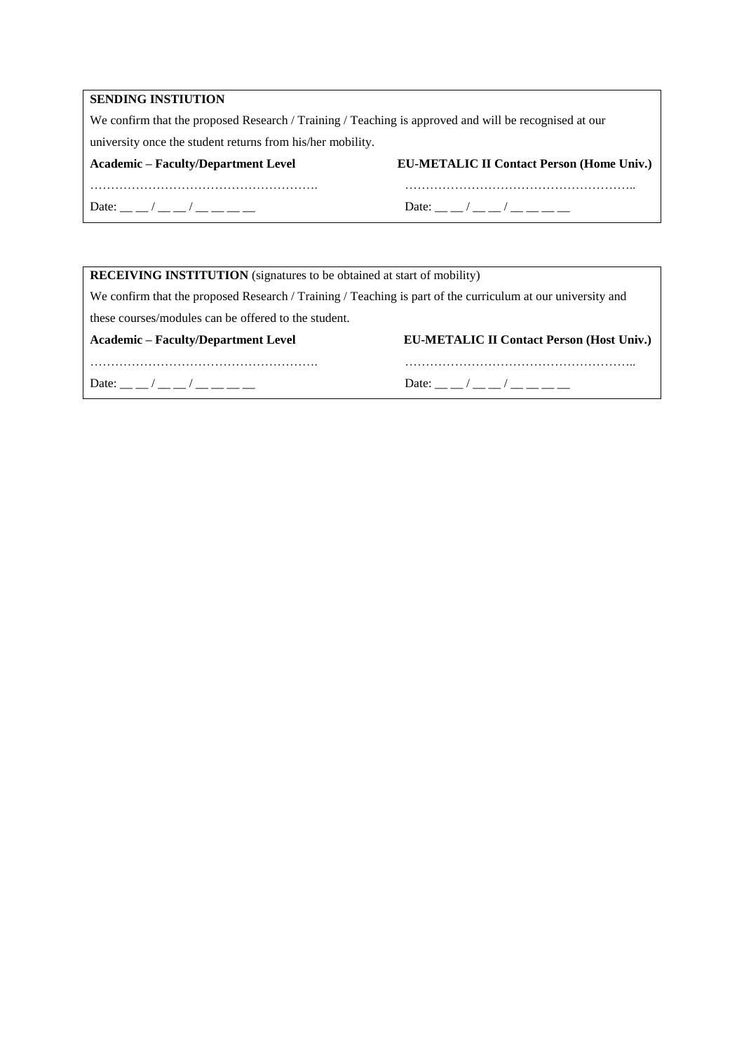**SENDING INSTIUTION**

We confirm that the proposed Research / Training / Teaching is approved and will be recognised at our university once the student returns from his/her mobility.

| **Academic – Faculty/Department Level** | **EU-METALIC II Contact Person (Home Univ.)** |
|---|---|
| ………………………………………………. | ……………………………………………….. |
| Date: __ __ / __ __ / __ __ __ __ | Date: __ __ / __ __ / __ __ __ __ |

**RECEIVING INSTITUTION** (signatures to be obtained at start of mobility)

We confirm that the proposed Research / Training / Teaching is part of the curriculum at our university and these courses/modules can be offered to the student.

| **Academic – Faculty/Department Level** | **EU-METALIC II Contact Person (Host Univ.)** |
|---|---|
| ………………………………………………. | ……………………………………………….. |
| Date: __ __ / __ __ / __ __ __ __ | Date: __ __ / __ __ / __ __ __ __ |